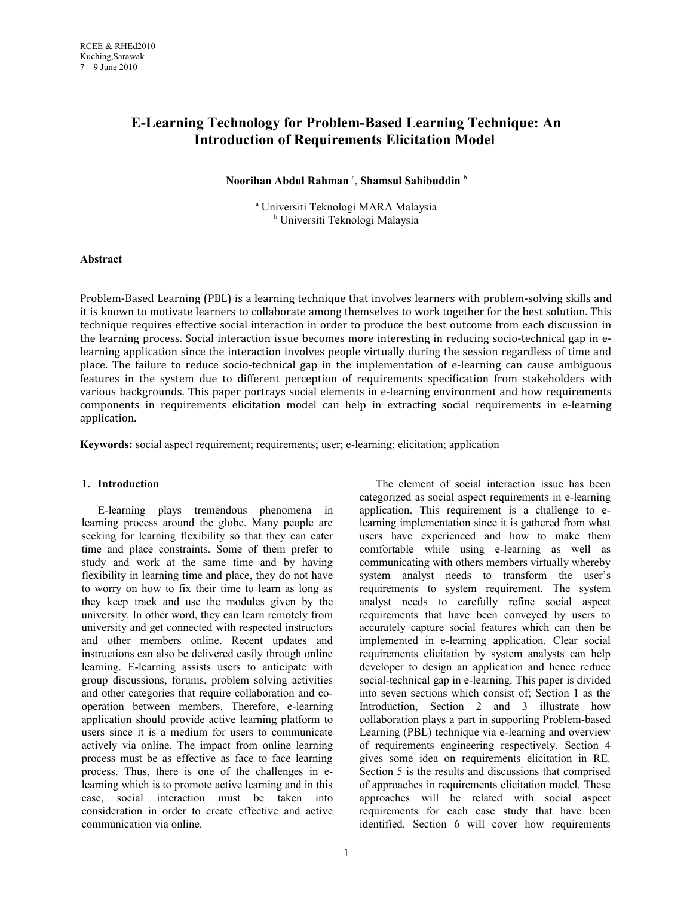# E-Learning Technology for Problem-Based Learning Technique: An Introduction of Requirements Elicitation Model

**Noorihan Abdul Rahman** [a], **Shamsul Sahibuddin** [b]

[a] Universiti Teknologi MARA Malaysia
[b] Universiti Teknologi Malaysia

## Abstract

Problem-Based Learning (PBL) is a learning technique that involves learners with problem-solving skills and it is known to motivate learners to collaborate among themselves to work together for the best solution. This technique requires effective social interaction in order to produce the best outcome from each discussion in the learning process. Social interaction issue becomes more interesting in reducing socio-technical gap in e-learning application since the interaction involves people virtually during the session regardless of time and place. The failure to reduce socio-technical gap in the implementation of e-learning can cause ambiguous features in the system due to different perception of requirements specification from stakeholders with various backgrounds. This paper portrays social elements in e-learning environment and how requirements components in requirements elicitation model can help in extracting social requirements in e-learning application.

**Keywords:** social aspect requirement; requirements; user; e-learning; elicitation; application

## 1. Introduction

E-learning plays tremendous phenomena in learning process around the globe. Many people are seeking for learning flexibility so that they can cater time and place constraints. Some of them prefer to study and work at the same time and by having flexibility in learning time and place, they do not have to worry on how to fix their time to learn as long as they keep track and use the modules given by the university. In other word, they can learn remotely from university and get connected with respected instructors and other members online. Recent updates and instructions can also be delivered easily through online learning. E-learning assists users to anticipate with group discussions, forums, problem solving activities and other categories that require collaboration and co-operation between members. Therefore, e-learning application should provide active learning platform to users since it is a medium for users to communicate actively via online. The impact from online learning process must be as effective as face to face learning process. Thus, there is one of the challenges in e-learning which is to promote active learning and in this case, social interaction must be taken into consideration in order to create effective and active communication via online.

The element of social interaction issue has been categorized as social aspect requirements in e-learning application. This requirement is a challenge to e-learning implementation since it is gathered from what users have experienced and how to make them comfortable while using e-learning as well as communicating with others members virtually whereby system analyst needs to transform the user's requirements to system requirement. The system analyst needs to carefully refine social aspect requirements that have been conveyed by users to accurately capture social features which can then be implemented in e-learning application. Clear social requirements elicitation by system analysts can help developer to design an application and hence reduce social-technical gap in e-learning. This paper is divided into seven sections which consist of; Section 1 as the Introduction, Section 2 and 3 illustrate how collaboration plays a part in supporting Problem-based Learning (PBL) technique via e-learning and overview of requirements engineering respectively. Section 4 gives some idea on requirements elicitation in RE. Section 5 is the results and discussions that comprised of approaches in requirements elicitation model. These approaches will be related with social aspect requirements for each case study that have been identified. Section 6 will cover how requirements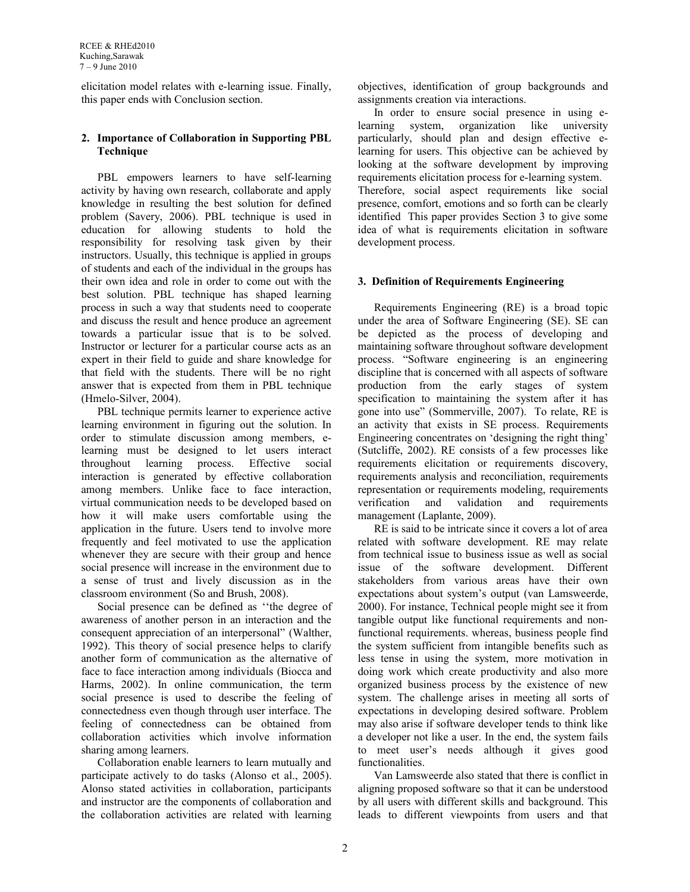elicitation model relates with e-learning issue. Finally, this paper ends with Conclusion section.

## 2. Importance of Collaboration in Supporting PBL Technique

PBL empowers learners to have self-learning activity by having own research, collaborate and apply knowledge in resulting the best solution for defined problem (Savery, 2006). PBL technique is used in education for allowing students to hold the responsibility for resolving task given by their instructors. Usually, this technique is applied in groups of students and each of the individual in the groups has their own idea and role in order to come out with the best solution. PBL technique has shaped learning process in such a way that students need to cooperate and discuss the result and hence produce an agreement towards a particular issue that is to be solved. Instructor or lecturer for a particular course acts as an expert in their field to guide and share knowledge for that field with the students. There will be no right answer that is expected from them in PBL technique (Hmelo-Silver, 2004).

PBL technique permits learner to experience active learning environment in figuring out the solution. In order to stimulate discussion among members, e-learning must be designed to let users interact throughout learning process. Effective social interaction is generated by effective collaboration among members. Unlike face to face interaction, virtual communication needs to be developed based on how it will make users comfortable using the application in the future. Users tend to involve more frequently and feel motivated to use the application whenever they are secure with their group and hence social presence will increase in the environment due to a sense of trust and lively discussion as in the classroom environment (So and Brush, 2008).

Social presence can be defined as ''the degree of awareness of another person in an interaction and the consequent appreciation of an interpersonal" (Walther, 1992). This theory of social presence helps to clarify another form of communication as the alternative of face to face interaction among individuals (Biocca and Harms, 2002). In online communication, the term social presence is used to describe the feeling of connectedness even though through user interface. The feeling of connectedness can be obtained from collaboration activities which involve information sharing among learners.

Collaboration enable learners to learn mutually and participate actively to do tasks (Alonso et al., 2005). Alonso stated activities in collaboration, participants and instructor are the components of collaboration and the collaboration activities are related with learning objectives, identification of group backgrounds and assignments creation via interactions.

In order to ensure social presence in using e-learning system, organization like university particularly, should plan and design effective e-learning for users. This objective can be achieved by looking at the software development by improving requirements elicitation process for e-learning system. Therefore, social aspect requirements like social presence, comfort, emotions and so forth can be clearly identified This paper provides Section 3 to give some idea of what is requirements elicitation in software development process.

## 3. Definition of Requirements Engineering

Requirements Engineering (RE) is a broad topic under the area of Software Engineering (SE). SE can be depicted as the process of developing and maintaining software throughout software development process. "Software engineering is an engineering discipline that is concerned with all aspects of software production from the early stages of system specification to maintaining the system after it has gone into use" (Sommerville, 2007). To relate, RE is an activity that exists in SE process. Requirements Engineering concentrates on 'designing the right thing' (Sutcliffe, 2002). RE consists of a few processes like requirements elicitation or requirements discovery, requirements analysis and reconciliation, requirements representation or requirements modeling, requirements verification and validation and requirements management (Laplante, 2009).

RE is said to be intricate since it covers a lot of area related with software development. RE may relate from technical issue to business issue as well as social issue of the software development. Different stakeholders from various areas have their own expectations about system's output (van Lamsweerde, 2000). For instance, Technical people might see it from tangible output like functional requirements and non-functional requirements. whereas, business people find the system sufficient from intangible benefits such as less tense in using the system, more motivation in doing work which create productivity and also more organized business process by the existence of new system. The challenge arises in meeting all sorts of expectations in developing desired software. Problem may also arise if software developer tends to think like a developer not like a user. In the end, the system fails to meet user's needs although it gives good functionalities.

Van Lamsweerde also stated that there is conflict in aligning proposed software so that it can be understood by all users with different skills and background. This leads to different viewpoints from users and that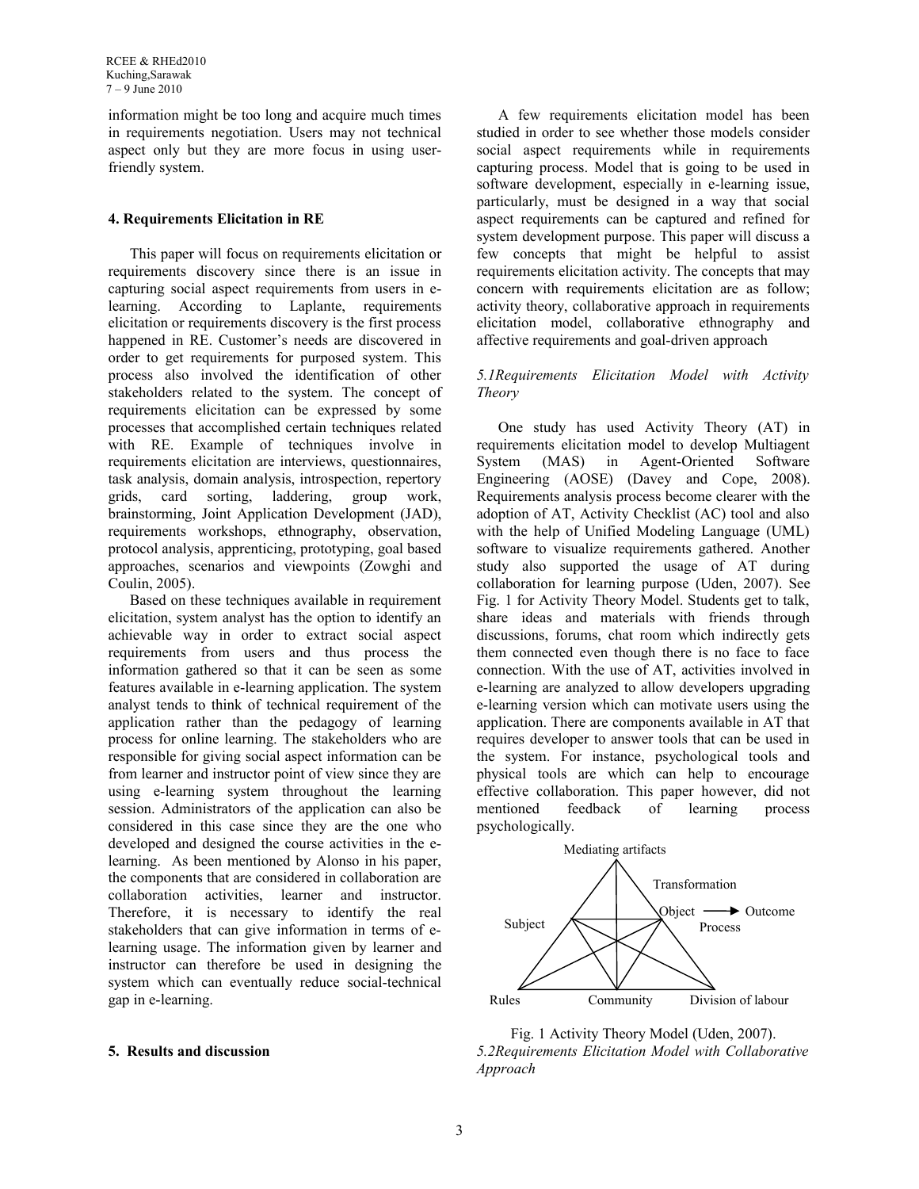information might be too long and acquire much times in requirements negotiation. Users may not technical aspect only but they are more focus in using user-friendly system.

## 4. Requirements Elicitation in RE

This paper will focus on requirements elicitation or requirements discovery since there is an issue in capturing social aspect requirements from users in e-learning. According to Laplante, requirements elicitation or requirements discovery is the first process happened in RE. Customer's needs are discovered in order to get requirements for purposed system. This process also involved the identification of other stakeholders related to the system. The concept of requirements elicitation can be expressed by some processes that accomplished certain techniques related with RE. Example of techniques involve in requirements elicitation are interviews, questionnaires, task analysis, domain analysis, introspection, repertory grids, card sorting, laddering, group work, brainstorming, Joint Application Development (JAD), requirements workshops, ethnography, observation, protocol analysis, apprenticing, prototyping, goal based approaches, scenarios and viewpoints (Zowghi and Coulin, 2005).

Based on these techniques available in requirement elicitation, system analyst has the option to identify an achievable way in order to extract social aspect requirements from users and thus process the information gathered so that it can be seen as some features available in e-learning application. The system analyst tends to think of technical requirement of the application rather than the pedagogy of learning process for online learning. The stakeholders who are responsible for giving social aspect information can be from learner and instructor point of view since they are using e-learning system throughout the learning session. Administrators of the application can also be considered in this case since they are the one who developed and designed the course activities in the e-learning. As been mentioned by Alonso in his paper, the components that are considered in collaboration are collaboration activities, learner and instructor. Therefore, it is necessary to identify the real stakeholders that can give information in terms of e-learning usage. The information given by learner and instructor can therefore be used in designing the system which can eventually reduce social-technical gap in e-learning.

## 5. Results and discussion

A few requirements elicitation model has been studied in order to see whether those models consider social aspect requirements while in requirements capturing process. Model that is going to be used in software development, especially in e-learning issue, particularly, must be designed in a way that social aspect requirements can be captured and refined for system development purpose. This paper will discuss a few concepts that might be helpful to assist requirements elicitation activity. The concepts that may concern with requirements elicitation are as follow; activity theory, collaborative approach in requirements elicitation model, collaborative ethnography and affective requirements and goal-driven approach

### *5.1Requirements Elicitation Model with Activity Theory*

One study has used Activity Theory (AT) in requirements elicitation model to develop Multiagent System (MAS) in Agent-Oriented Software Engineering (AOSE) (Davey and Cope, 2008). Requirements analysis process become clearer with the adoption of AT, Activity Checklist (AC) tool and also with the help of Unified Modeling Language (UML) software to visualize requirements gathered. Another study also supported the usage of AT during collaboration for learning purpose (Uden, 2007). See Fig. 1 for Activity Theory Model. Students get to talk, share ideas and materials with friends through discussions, forums, chat room which indirectly gets them connected even though there is no face to face connection. With the use of AT, activities involved in e-learning are analyzed to allow developers upgrading e-learning version which can motivate users using the application. There are components available in AT that requires developer to answer tools that can be used in the system. For instance, psychological tools and physical tools are which can help to encourage effective collaboration. This paper however, did not mentioned feedback of learning process psychologically.

Mediating artifacts

Transformation

Subject — Object → Outcome

Process

Rules — Community — Division of labour

Fig. 1 Activity Theory Model (Uden, 2007).

### *5.2Requirements Elicitation Model with Collaborative Approach*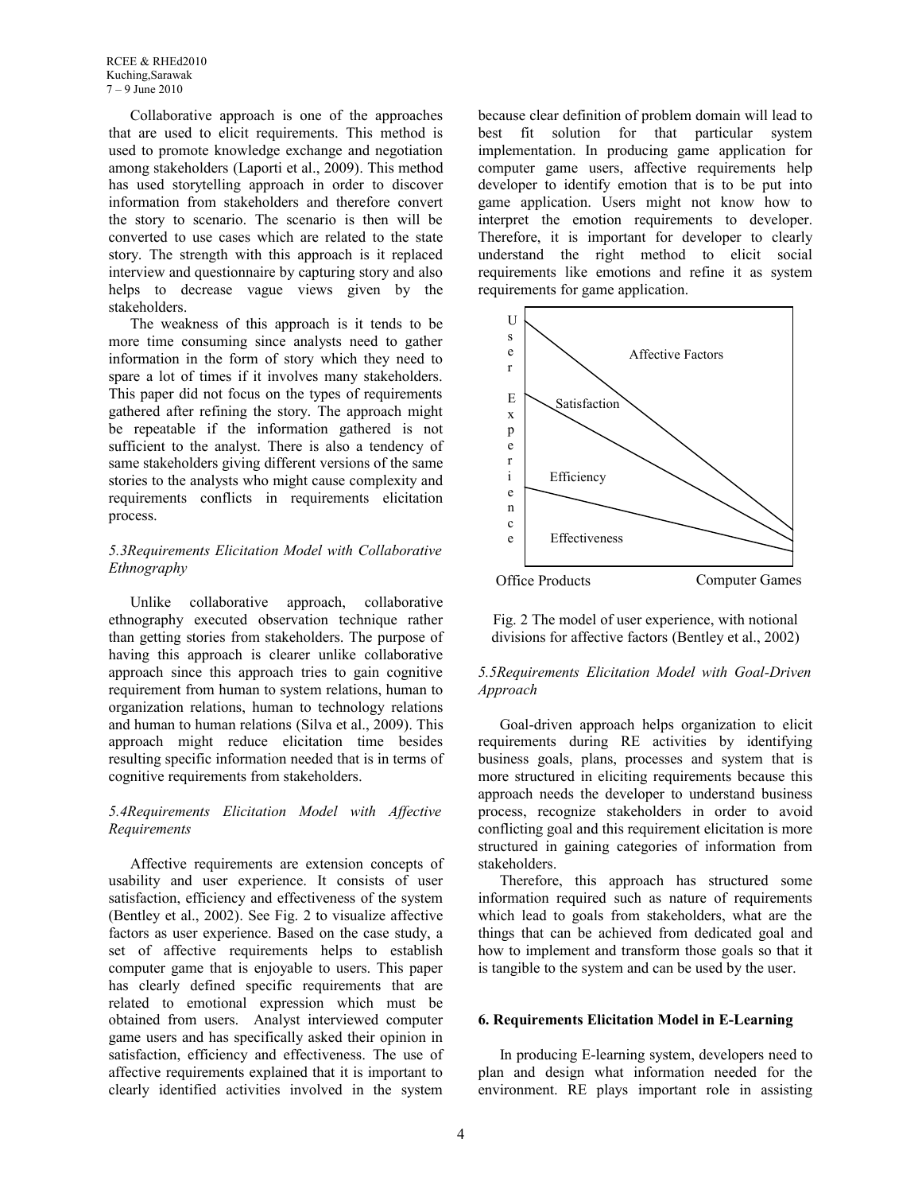Collaborative approach is one of the approaches that are used to elicit requirements. This method is used to promote knowledge exchange and negotiation among stakeholders (Laporti et al., 2009). This method has used storytelling approach in order to discover information from stakeholders and therefore convert the story to scenario. The scenario is then will be converted to use cases which are related to the state story. The strength with this approach is it replaced interview and questionnaire by capturing story and also helps to decrease vague views given by the stakeholders.

The weakness of this approach is it tends to be more time consuming since analysts need to gather information in the form of story which they need to spare a lot of times if it involves many stakeholders. This paper did not focus on the types of requirements gathered after refining the story. The approach might be repeatable if the information gathered is not sufficient to the analyst. There is also a tendency of same stakeholders giving different versions of the same stories to the analysts who might cause complexity and requirements conflicts in requirements elicitation process.

### *5.3Requirements Elicitation Model with Collaborative Ethnography*

Unlike collaborative approach, collaborative ethnography executed observation technique rather than getting stories from stakeholders. The purpose of having this approach is clearer unlike collaborative approach since this approach tries to gain cognitive requirement from human to system relations, human to organization relations, human to technology relations and human to human relations (Silva et al., 2009). This approach might reduce elicitation time besides resulting specific information needed that is in terms of cognitive requirements from stakeholders.

### *5.4Requirements Elicitation Model with Affective Requirements*

Affective requirements are extension concepts of usability and user experience. It consists of user satisfaction, efficiency and effectiveness of the system (Bentley et al., 2002). See Fig. 2 to visualize affective factors as user experience. Based on the case study, a set of affective requirements helps to establish computer game that is enjoyable to users. This paper has clearly defined specific requirements that are related to emotional expression which must be obtained from users. Analyst interviewed computer game users and has specifically asked their opinion in satisfaction, efficiency and effectiveness. The use of affective requirements explained that it is important to clearly identified activities involved in the system because clear definition of problem domain will lead to best fit solution for that particular system implementation. In producing game application for computer game users, affective requirements help developer to identify emotion that is to be put into game application. Users might not know how to interpret the emotion requirements to developer. Therefore, it is important for developer to clearly understand the right method to elicit social requirements like emotions and refine it as system requirements for game application.

User Experience

Affective Factors

Satisfaction

Efficiency

Effectiveness

Office Products

Computer Games

Fig. 2 The model of user experience, with notional divisions for affective factors (Bentley et al., 2002)

### *5.5Requirements Elicitation Model with Goal-Driven Approach*

Goal-driven approach helps organization to elicit requirements during RE activities by identifying business goals, plans, processes and system that is more structured in eliciting requirements because this approach needs the developer to understand business process, recognize stakeholders in order to avoid conflicting goal and this requirement elicitation is more structured in gaining categories of information from stakeholders.

Therefore, this approach has structured some information required such as nature of requirements which lead to goals from stakeholders, what are the things that can be achieved from dedicated goal and how to implement and transform those goals so that it is tangible to the system and can be used by the user.

## **6. Requirements Elicitation Model in E-Learning**

In producing E-learning system, developers need to plan and design what information needed for the environment. RE plays important role in assisting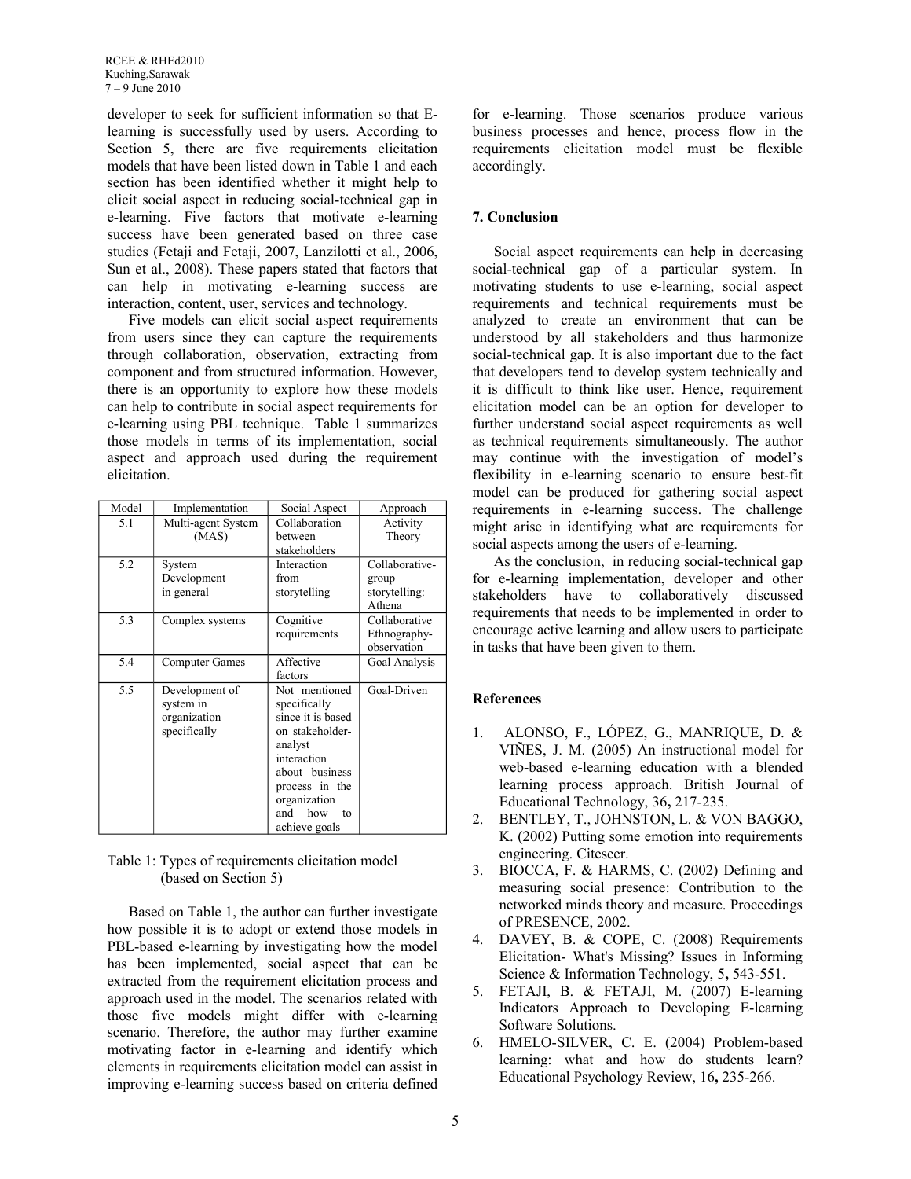developer to seek for sufficient information so that E-learning is successfully used by users. According to Section 5, there are five requirements elicitation models that have been listed down in Table 1 and each section has been identified whether it might help to elicit social aspect in reducing social-technical gap in e-learning. Five factors that motivate e-learning success have been generated based on three case studies (Fetaji and Fetaji, 2007, Lanzilotti et al., 2006, Sun et al., 2008). These papers stated that factors that can help in motivating e-learning success are interaction, content, user, services and technology.

Five models can elicit social aspect requirements from users since they can capture the requirements through collaboration, observation, extracting from component and from structured information. However, there is an opportunity to explore how these models can help to contribute in social aspect requirements for e-learning using PBL technique. Table 1 summarizes those models in terms of its implementation, social aspect and approach used during the requirement elicitation.

| Model | Implementation | Social Aspect | Approach |
|---|---|---|---|
| 5.1 | Multi-agent System (MAS) | Collaboration between stakeholders | Activity Theory |
| 5.2 | System Development in general | Interaction from storytelling | Collaborative-group storytelling: Athena |
| 5.3 | Complex systems | Cognitive requirements | Collaborative Ethnography-observation |
| 5.4 | Computer Games | Affective factors | Goal Analysis |
| 5.5 | Development of system in organization specifically | Not mentioned specifically since it is based on stakeholder-analyst interaction about business process in the organization and how to achieve goals | Goal-Driven |

Table 1: Types of requirements elicitation model (based on Section 5)

Based on Table 1, the author can further investigate how possible it is to adopt or extend those models in PBL-based e-learning by investigating how the model has been implemented, social aspect that can be extracted from the requirement elicitation process and approach used in the model. The scenarios related with those five models might differ with e-learning scenario. Therefore, the author may further examine motivating factor in e-learning and identify which elements in requirements elicitation model can assist in improving e-learning success based on criteria defined for e-learning. Those scenarios produce various business processes and hence, process flow in the requirements elicitation model must be flexible accordingly.

## 7. Conclusion

Social aspect requirements can help in decreasing social-technical gap of a particular system. In motivating students to use e-learning, social aspect requirements and technical requirements must be analyzed to create an environment that can be understood by all stakeholders and thus harmonize social-technical gap. It is also important due to the fact that developers tend to develop system technically and it is difficult to think like user. Hence, requirement elicitation model can be an option for developer to further understand social aspect requirements as well as technical requirements simultaneously. The author may continue with the investigation of model's flexibility in e-learning scenario to ensure best-fit model can be produced for gathering social aspect requirements in e-learning success. The challenge might arise in identifying what are requirements for social aspects among the users of e-learning.

As the conclusion, in reducing social-technical gap for e-learning implementation, developer and other stakeholders have to collaboratively discussed requirements that needs to be implemented in order to encourage active learning and allow users to participate in tasks that have been given to them.

## References

1. ALONSO, F., LÓPEZ, G., MANRIQUE, D. & VIÑES, J. M. (2005) An instructional model for web-based e-learning education with a blended learning process approach. British Journal of Educational Technology, 36**,** 217-235.
2. BENTLEY, T., JOHNSTON, L. & VON BAGGO, K. (2002) Putting some emotion into requirements engineering. Citeseer.
3. BIOCCA, F. & HARMS, C. (2002) Defining and measuring social presence: Contribution to the networked minds theory and measure. Proceedings of PRESENCE, 2002.
4. DAVEY, B. & COPE, C. (2008) Requirements Elicitation- What's Missing? Issues in Informing Science & Information Technology, 5**,** 543-551.
5. FETAJI, B. & FETAJI, M. (2007) E-learning Indicators Approach to Developing E-learning Software Solutions.
6. HMELO-SILVER, C. E. (2004) Problem-based learning: what and how do students learn? Educational Psychology Review, 16**,** 235-266.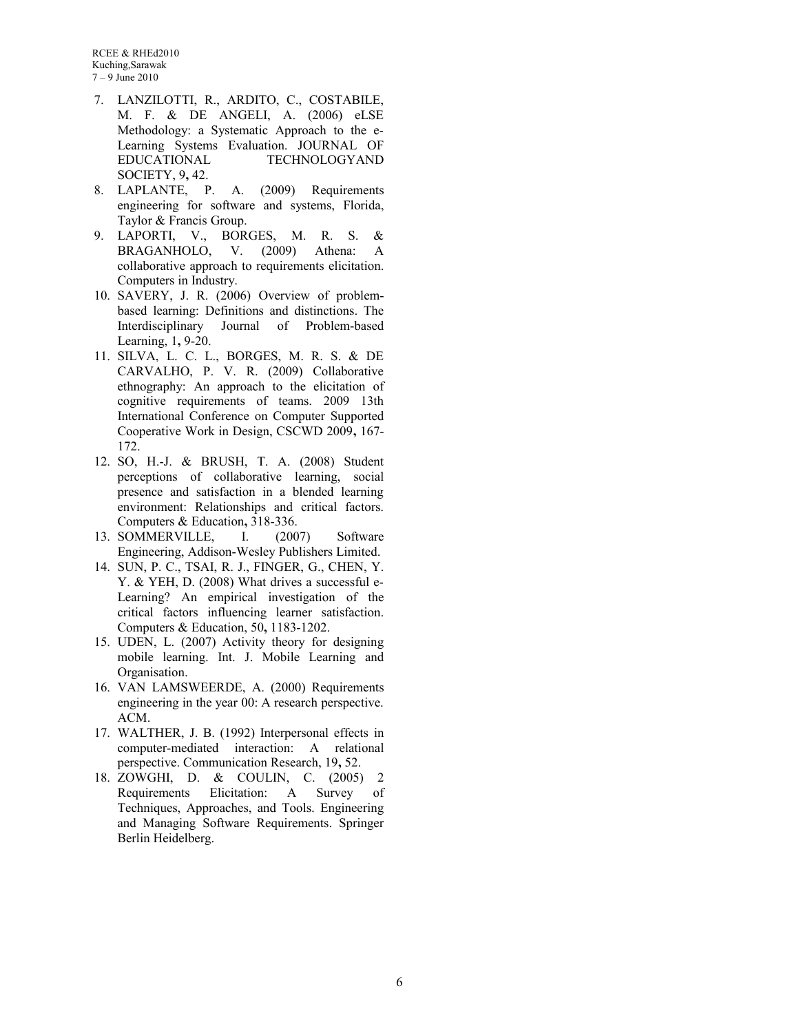7. LANZILOTTI, R., ARDITO, C., COSTABILE, M. F. & DE ANGELI, A. (2006) eLSE Methodology: a Systematic Approach to the e-Learning Systems Evaluation. JOURNAL OF EDUCATIONAL TECHNOLOGYAND SOCIETY, 9**,** 42.
8. LAPLANTE, P. A. (2009) Requirements engineering for software and systems, Florida, Taylor & Francis Group.
9. LAPORTI, V., BORGES, M. R. S. & BRAGANHOLO, V. (2009) Athena: A collaborative approach to requirements elicitation. Computers in Industry.
10. SAVERY, J. R. (2006) Overview of problem-based learning: Definitions and distinctions. The Interdisciplinary Journal of Problem-based Learning, 1**,** 9-20.
11. SILVA, L. C. L., BORGES, M. R. S. & DE CARVALHO, P. V. R. (2009) Collaborative ethnography: An approach to the elicitation of cognitive requirements of teams. 2009 13th International Conference on Computer Supported Cooperative Work in Design, CSCWD 2009**,** 167-172.
12. SO, H.-J. & BRUSH, T. A. (2008) Student perceptions of collaborative learning, social presence and satisfaction in a blended learning environment: Relationships and critical factors. Computers & Education**,** 318-336.
13. SOMMERVILLE, I. (2007) Software Engineering, Addison-Wesley Publishers Limited.
14. SUN, P. C., TSAI, R. J., FINGER, G., CHEN, Y. Y. & YEH, D. (2008) What drives a successful e-Learning? An empirical investigation of the critical factors influencing learner satisfaction. Computers & Education, 50**,** 1183-1202.
15. UDEN, L. (2007) Activity theory for designing mobile learning. Int. J. Mobile Learning and Organisation.
16. VAN LAMSWEERDE, A. (2000) Requirements engineering in the year 00: A research perspective. ACM.
17. WALTHER, J. B. (1992) Interpersonal effects in computer-mediated interaction: A relational perspective. Communication Research, 19**,** 52.
18. ZOWGHI, D. & COULIN, C. (2005) 2 Requirements Elicitation: A Survey of Techniques, Approaches, and Tools. Engineering and Managing Software Requirements. Springer Berlin Heidelberg.